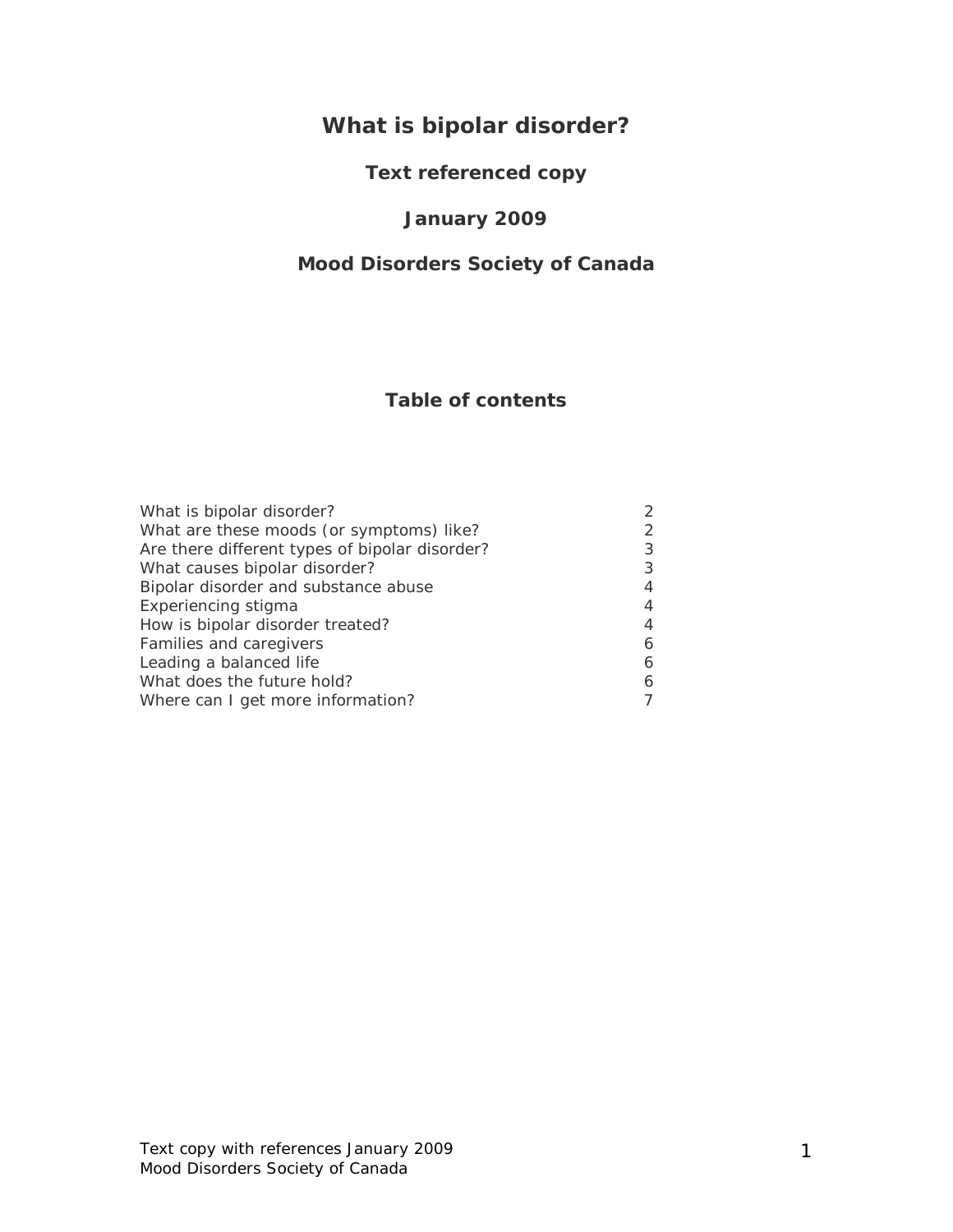# What is bipolar disorder?

**Text referenced copy**

**January 2009**

**Mood Disorders Society of Canada**

## Table of contents

| | |
|---|---|
| What is bipolar disorder? | 2 |
| What are these moods (or symptoms) like? | 2 |
| Are there different types of bipolar disorder? | 3 |
| What causes bipolar disorder? | 3 |
| Bipolar disorder and substance abuse | 4 |
| Experiencing stigma | 4 |
| How is bipolar disorder treated? | 4 |
| Families and caregivers | 6 |
| Leading a balanced life | 6 |
| What does the future hold? | 6 |
| Where can I get more information? | 7 |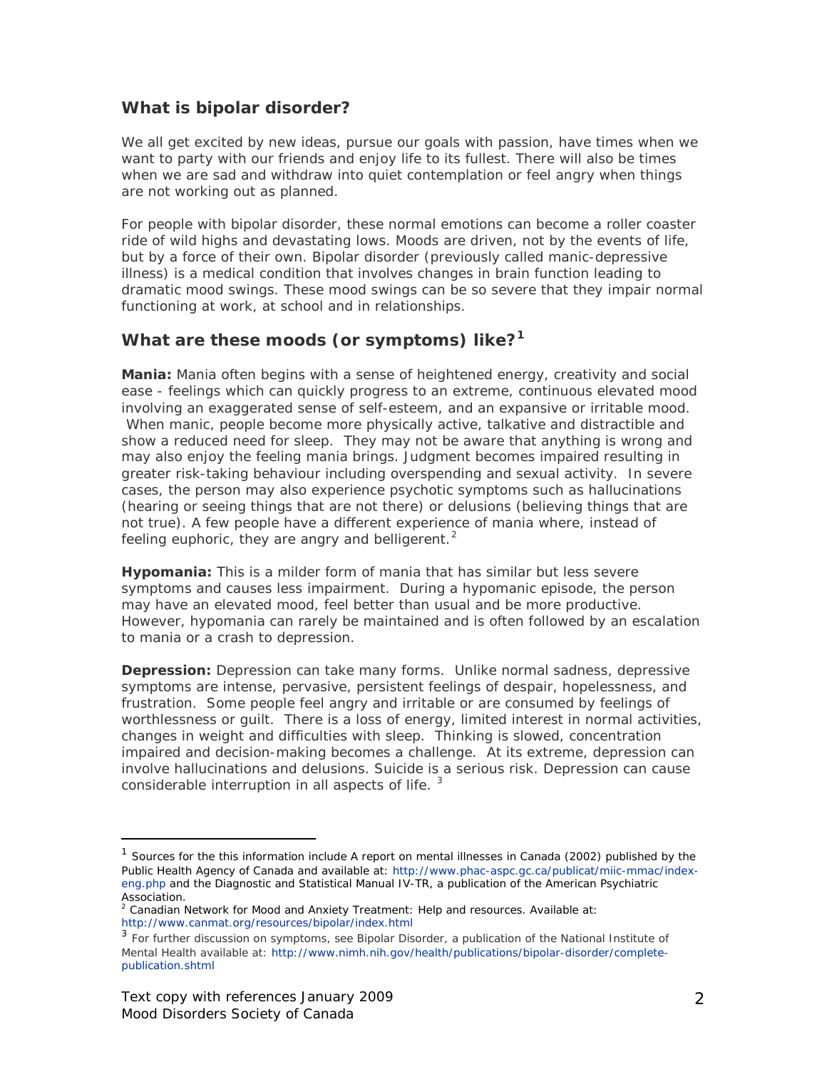## What is bipolar disorder?

We all get excited by new ideas, pursue our goals with passion, have times when we want to party with our friends and enjoy life to its fullest. There will also be times when we are sad and withdraw into quiet contemplation or feel angry when things are not working out as planned.

For people with bipolar disorder, these normal emotions can become a roller coaster ride of wild highs and devastating lows. Moods are driven, not by the events of life, but by a force of their own. Bipolar disorder (previously called manic-depressive illness) is a medical condition that involves changes in brain function leading to dramatic mood swings. These mood swings can be so severe that they impair normal functioning at work, at school and in relationships.

## What are these moods (or symptoms) like?[1]

**Mania:** Mania often begins with a sense of heightened energy, creativity and social ease - feelings which can quickly progress to an extreme, continuous elevated mood involving an exaggerated sense of self-esteem, and an expansive or irritable mood. When manic, people become more physically active, talkative and distractible and show a reduced need for sleep. They may not be aware that anything is wrong and may also enjoy the feeling mania brings. Judgment becomes impaired resulting in greater risk-taking behaviour including overspending and sexual activity. In severe cases, the person may also experience psychotic symptoms such as hallucinations (hearing or seeing things that are not there) or delusions (believing things that are not true). A few people have a different experience of mania where, instead of feeling euphoric, they are angry and belligerent.[2]

**Hypomania:** This is a milder form of mania that has similar but less severe symptoms and causes less impairment. During a hypomanic episode, the person may have an elevated mood, feel better than usual and be more productive. However, hypomania can rarely be maintained and is often followed by an escalation to mania or a crash to depression.

**Depression:** Depression can take many forms. Unlike normal sadness, depressive symptoms are intense, pervasive, persistent feelings of despair, hopelessness, and frustration. Some people feel angry and irritable or are consumed by feelings of worthlessness or guilt. There is a loss of energy, limited interest in normal activities, changes in weight and difficulties with sleep. Thinking is slowed, concentration impaired and decision-making becomes a challenge. At its extreme, depression can involve hallucinations and delusions. Suicide is a serious risk. Depression can cause considerable interruption in all aspects of life.[3]

---

[1] Sources for the this information include A report on mental illnesses in Canada (2002) published by the Public Health Agency of Canada and available at: http://www.phac-aspc.gc.ca/publicat/miic-mmac/index-eng.php and the Diagnostic and Statistical Manual IV-TR, a publication of the American Psychiatric Association.

[2] Canadian Network for Mood and Anxiety Treatment: Help and resources. Available at: http://www.canmat.org/resources/bipolar/index.html

[3] For further discussion on symptoms, see Bipolar Disorder, a publication of the National Institute of Mental Health available at: http://www.nimh.nih.gov/health/publications/bipolar-disorder/complete-publication.shtml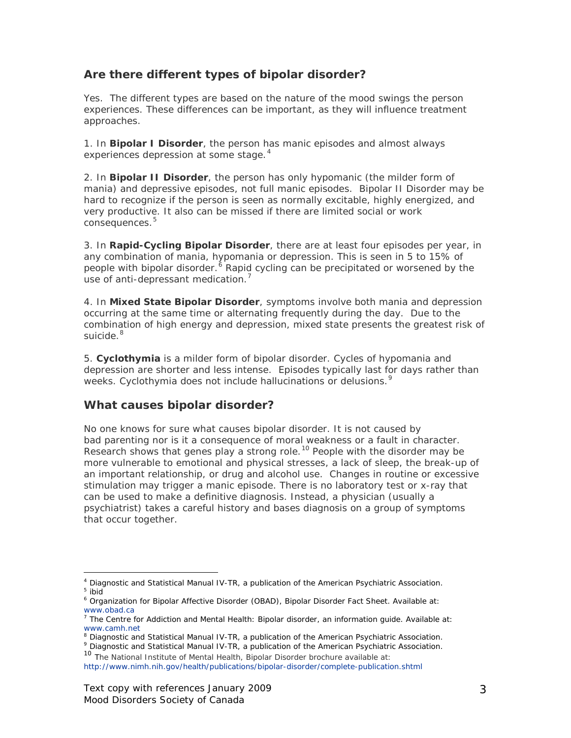## Are there different types of bipolar disorder?

Yes. The different types are based on the nature of the mood swings the person experiences. These differences can be important, as they will influence treatment approaches.

1. In **Bipolar I Disorder**, the person has manic episodes and almost always experiences depression at some stage.[4]

2. In **Bipolar II Disorder**, the person has only hypomanic (the milder form of mania) and depressive episodes, not full manic episodes. Bipolar II Disorder may be hard to recognize if the person is seen as normally excitable, highly energized, and very productive. It also can be missed if there are limited social or work consequences.[5]

3. In **Rapid-Cycling Bipolar Disorder**, there are at least four episodes per year, in any combination of mania, hypomania or depression. This is seen in 5 to 15% of people with bipolar disorder.[6] Rapid cycling can be precipitated or worsened by the use of anti-depressant medication.[7]

4. In **Mixed State Bipolar Disorder**, symptoms involve both mania and depression occurring at the same time or alternating frequently during the day. Due to the combination of high energy and depression, mixed state presents the greatest risk of suicide.[8]

5. **Cyclothymia** is a milder form of bipolar disorder. Cycles of hypomania and depression are shorter and less intense. Episodes typically last for days rather than weeks. Cyclothymia does not include hallucinations or delusions.[9]

## What causes bipolar disorder?

No one knows for sure what causes bipolar disorder. It is not caused by bad parenting nor is it a consequence of moral weakness or a fault in character. Research shows that genes play a strong role.[10] People with the disorder may be more vulnerable to emotional and physical stresses, a lack of sleep, the break-up of an important relationship, or drug and alcohol use. Changes in routine or excessive stimulation may trigger a manic episode. There is no laboratory test or x-ray that can be used to make a definitive diagnosis. Instead, a physician (usually a psychiatrist) takes a careful history and bases diagnosis on a group of symptoms that occur together.

---

[4] Diagnostic and Statistical Manual IV-TR, a publication of the American Psychiatric Association.
[5] ibid
[6] Organization for Bipolar Affective Disorder (OBAD), Bipolar Disorder Fact Sheet. Available at: www.obad.ca
[7] The Centre for Addiction and Mental Health: Bipolar disorder, an information guide. Available at: www.camh.net
[8] Diagnostic and Statistical Manual IV-TR, a publication of the American Psychiatric Association.
[9] Diagnostic and Statistical Manual IV-TR, a publication of the American Psychiatric Association.
[10] The National Institute of Mental Health, Bipolar Disorder brochure available at: http://www.nimh.nih.gov/health/publications/bipolar-disorder/complete-publication.shtml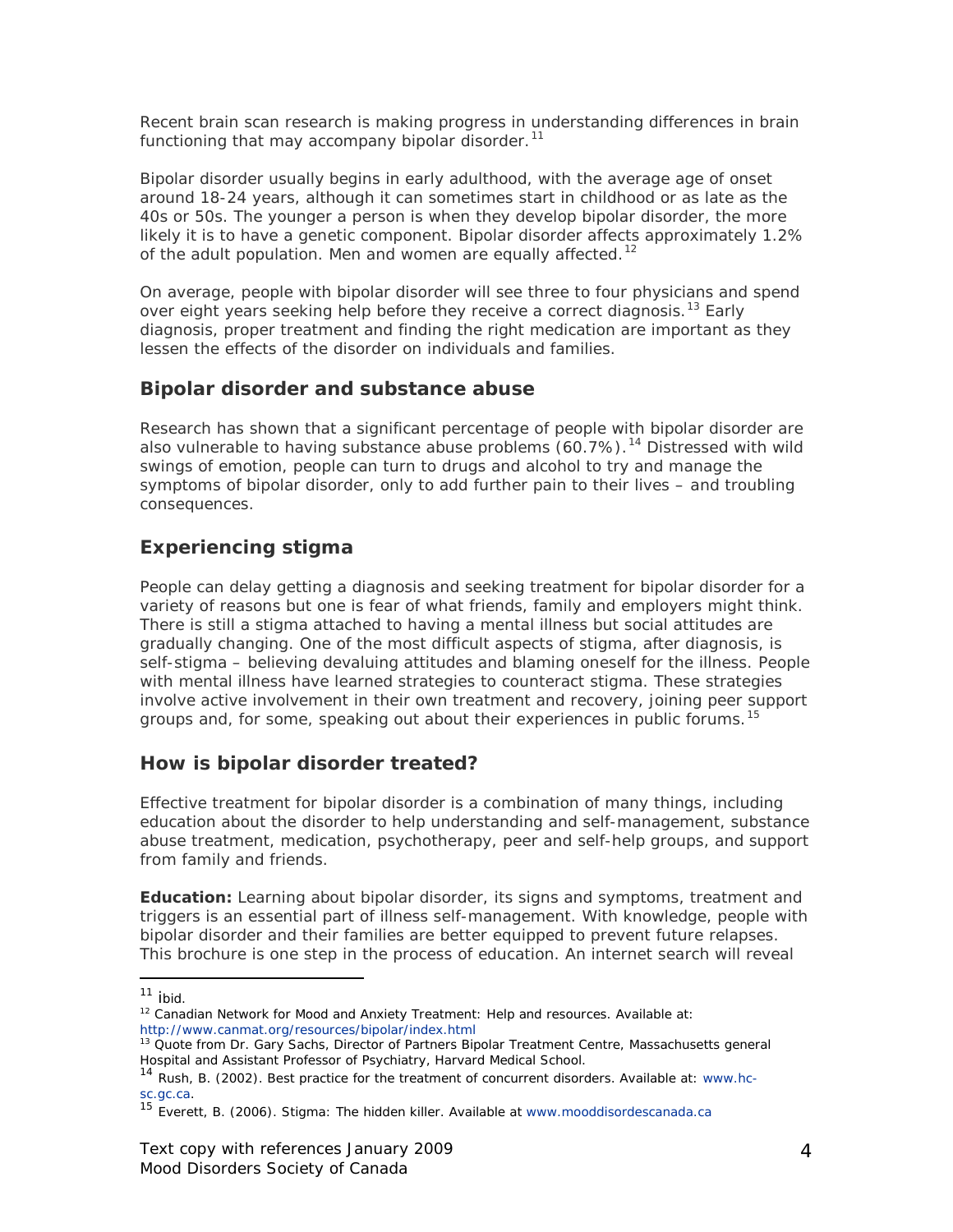Recent brain scan research is making progress in understanding differences in brain functioning that may accompany bipolar disorder.[11]

Bipolar disorder usually begins in early adulthood, with the average age of onset around 18-24 years, although it can sometimes start in childhood or as late as the 40s or 50s. The younger a person is when they develop bipolar disorder, the more likely it is to have a genetic component. Bipolar disorder affects approximately 1.2% of the adult population. Men and women are equally affected.[12]

On average, people with bipolar disorder will see three to four physicians and spend over eight years seeking help before they receive a correct diagnosis.[13] Early diagnosis, proper treatment and finding the right medication are important as they lessen the effects of the disorder on individuals and families.

## Bipolar disorder and substance abuse

Research has shown that a significant percentage of people with bipolar disorder are also vulnerable to having substance abuse problems (60.7%).[14] Distressed with wild swings of emotion, people can turn to drugs and alcohol to try and manage the symptoms of bipolar disorder, only to add further pain to their lives – and troubling consequences.

## Experiencing stigma

People can delay getting a diagnosis and seeking treatment for bipolar disorder for a variety of reasons but one is fear of what friends, family and employers might think. There is still a stigma attached to having a mental illness but social attitudes are gradually changing. One of the most difficult aspects of stigma, after diagnosis, is self-stigma – believing devaluing attitudes and blaming oneself for the illness. People with mental illness have learned strategies to counteract stigma. These strategies involve active involvement in their own treatment and recovery, joining peer support groups and, for some, speaking out about their experiences in public forums.[15]

## How is bipolar disorder treated?

Effective treatment for bipolar disorder is a combination of many things, including education about the disorder to help understanding and self-management, substance abuse treatment, medication, psychotherapy, peer and self-help groups, and support from family and friends.

**Education:** Learning about bipolar disorder, its signs and symptoms, treatment and triggers is an essential part of illness self-management. With knowledge, people with bipolar disorder and their families are better equipped to prevent future relapses. This brochure is one step in the process of education. An internet search will reveal

---

[11] Ibid.

[12] Canadian Network for Mood and Anxiety Treatment: Help and resources. Available at: http://www.canmat.org/resources/bipolar/index.html

[13] Quote from Dr. Gary Sachs, Director of Partners Bipolar Treatment Centre, Massachusetts general Hospital and Assistant Professor of Psychiatry, Harvard Medical School.

[14] Rush, B. (2002). Best practice for the treatment of concurrent disorders. Available at: www.hc-sc.gc.ca.

[15] Everett, B. (2006). Stigma: The hidden killer. Available at www.mooddisordescanada.ca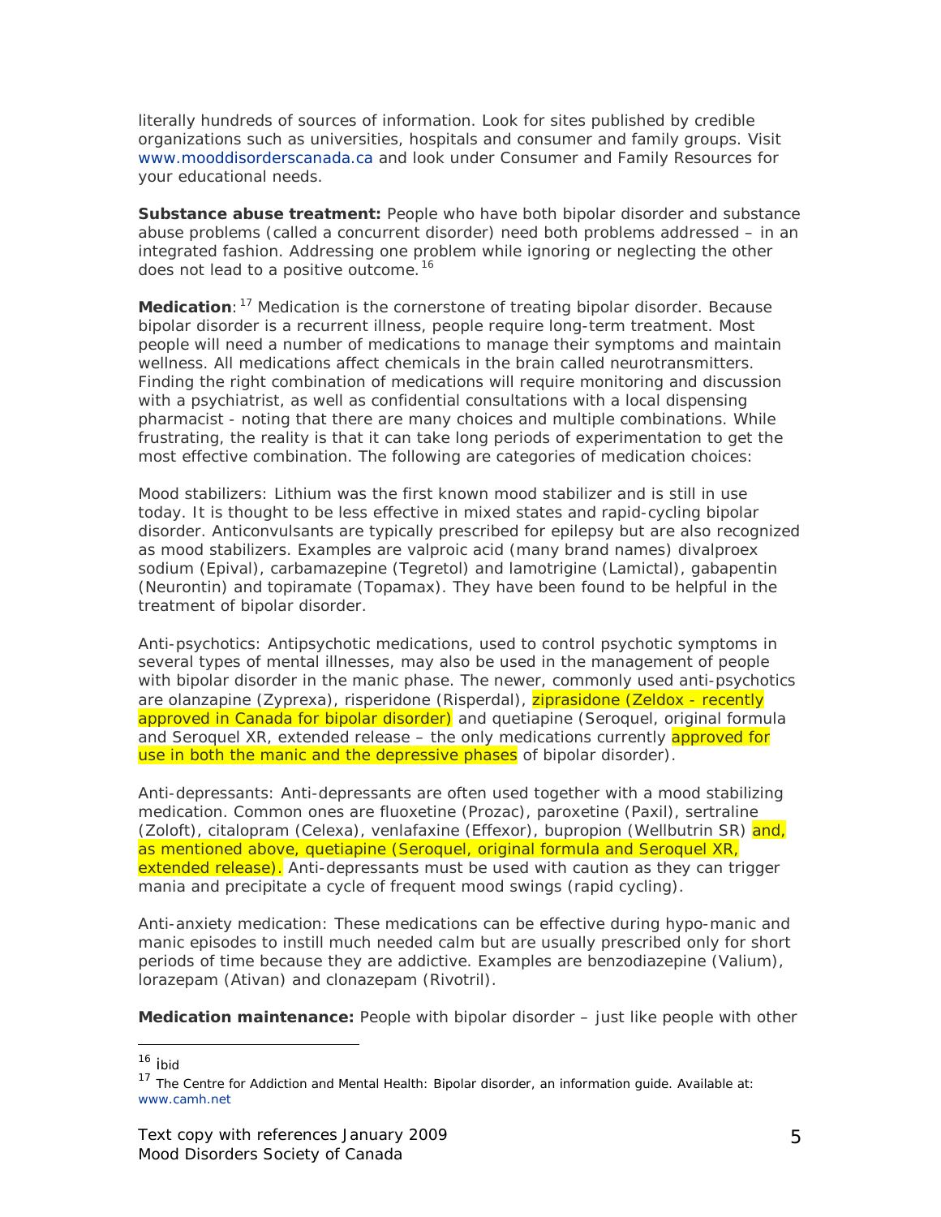literally hundreds of sources of information. Look for sites published by credible organizations such as universities, hospitals and consumer and family groups. Visit www.mooddisorderscanada.ca and look under Consumer and Family Resources for your educational needs.

**Substance abuse treatment:** People who have both bipolar disorder and substance abuse problems (called a concurrent disorder) need both problems addressed – in an integrated fashion. Addressing one problem while ignoring or neglecting the other does not lead to a positive outcome.[16]

**Medication**:[17] Medication is the cornerstone of treating bipolar disorder. Because bipolar disorder is a recurrent illness, people require long-term treatment. Most people will need a number of medications to manage their symptoms and maintain wellness. All medications affect chemicals in the brain called neurotransmitters. Finding the right combination of medications will require monitoring and discussion with a psychiatrist, as well as confidential consultations with a local dispensing pharmacist - noting that there are many choices and multiple combinations. While frustrating, the reality is that it can take long periods of experimentation to get the most effective combination. The following are categories of medication choices:

Mood stabilizers: Lithium was the first known mood stabilizer and is still in use today. It is thought to be less effective in mixed states and rapid-cycling bipolar disorder. Anticonvulsants are typically prescribed for epilepsy but are also recognized as mood stabilizers. Examples are valproic acid (many brand names) divalproex sodium (Epival), carbamazepine (Tegretol) and lamotrigine (Lamictal), gabapentin (Neurontin) and topiramate (Topamax). They have been found to be helpful in the treatment of bipolar disorder.

Anti-psychotics: Antipsychotic medications, used to control psychotic symptoms in several types of mental illnesses, may also be used in the management of people with bipolar disorder in the manic phase. The newer, commonly used anti-psychotics are olanzapine (Zyprexa), risperidone (Risperdal), ziprasidone (Zeldox - recently approved in Canada for bipolar disorder) and quetiapine (Seroquel, original formula and Seroquel XR, extended release – the only medications currently approved for use in both the manic and the depressive phases of bipolar disorder).

Anti-depressants: Anti-depressants are often used together with a mood stabilizing medication. Common ones are fluoxetine (Prozac), paroxetine (Paxil), sertraline (Zoloft), citalopram (Celexa), venlafaxine (Effexor), bupropion (Wellbutrin SR) and, as mentioned above, quetiapine (Seroquel, original formula and Seroquel XR, extended release). Anti-depressants must be used with caution as they can trigger mania and precipitate a cycle of frequent mood swings (rapid cycling).

Anti-anxiety medication: These medications can be effective during hypo-manic and manic episodes to instill much needed calm but are usually prescribed only for short periods of time because they are addictive. Examples are benzodiazepine (Valium), lorazepam (Ativan) and clonazepam (Rivotril).

**Medication maintenance:** People with bipolar disorder – just like people with other

---

[16] ibid

[17] The Centre for Addiction and Mental Health: Bipolar disorder, an information guide. Available at: www.camh.net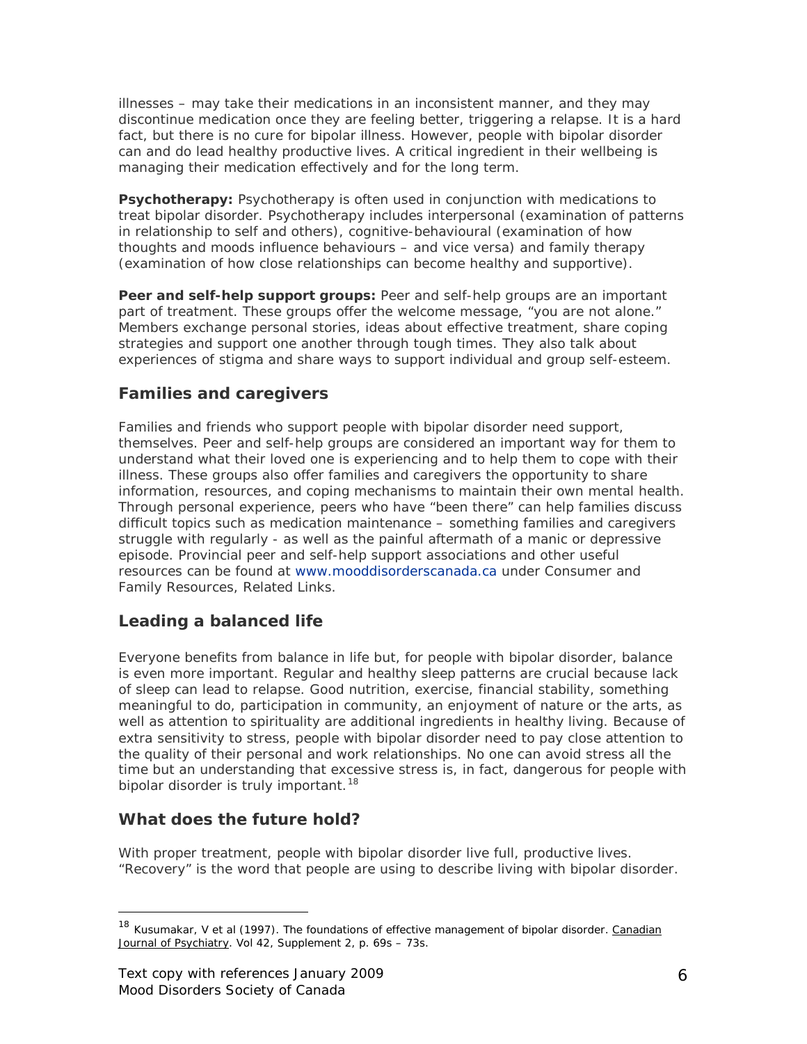illnesses – may take their medications in an inconsistent manner, and they may discontinue medication once they are feeling better, triggering a relapse. It is a hard fact, but there is no cure for bipolar illness. However, people with bipolar disorder can and do lead healthy productive lives. A critical ingredient in their wellbeing is managing their medication effectively and for the long term.

**Psychotherapy:** Psychotherapy is often used in conjunction with medications to treat bipolar disorder. Psychotherapy includes interpersonal (examination of patterns in relationship to self and others), cognitive-behavioural (examination of how thoughts and moods influence behaviours – and vice versa) and family therapy (examination of how close relationships can become healthy and supportive).

**Peer and self-help support groups:** Peer and self-help groups are an important part of treatment. These groups offer the welcome message, "you are not alone." Members exchange personal stories, ideas about effective treatment, share coping strategies and support one another through tough times. They also talk about experiences of stigma and share ways to support individual and group self-esteem.

## Families and caregivers

Families and friends who support people with bipolar disorder need support, themselves. Peer and self-help groups are considered an important way for them to understand what their loved one is experiencing and to help them to cope with their illness. These groups also offer families and caregivers the opportunity to share information, resources, and coping mechanisms to maintain their own mental health. Through personal experience, peers who have "been there" can help families discuss difficult topics such as medication maintenance – something families and caregivers struggle with regularly - as well as the painful aftermath of a manic or depressive episode. Provincial peer and self-help support associations and other useful resources can be found at www.mooddisorderscanada.ca under Consumer and Family Resources, Related Links.

## Leading a balanced life

Everyone benefits from balance in life but, for people with bipolar disorder, balance is even more important. Regular and healthy sleep patterns are crucial because lack of sleep can lead to relapse. Good nutrition, exercise, financial stability, something meaningful to do, participation in community, an enjoyment of nature or the arts, as well as attention to spirituality are additional ingredients in healthy living. Because of extra sensitivity to stress, people with bipolar disorder need to pay close attention to the quality of their personal and work relationships. No one can avoid stress all the time but an understanding that excessive stress is, in fact, dangerous for people with bipolar disorder is truly important.[18]

## What does the future hold?

With proper treatment, people with bipolar disorder live full, productive lives. "Recovery" is the word that people are using to describe living with bipolar disorder.

---

[18] Kusumakar, V et al (1997). The foundations of effective management of bipolar disorder. Canadian Journal of Psychiatry. Vol 42, Supplement 2, p. 69s – 73s.

Text copy with references January 2009
Mood Disorders Society of Canada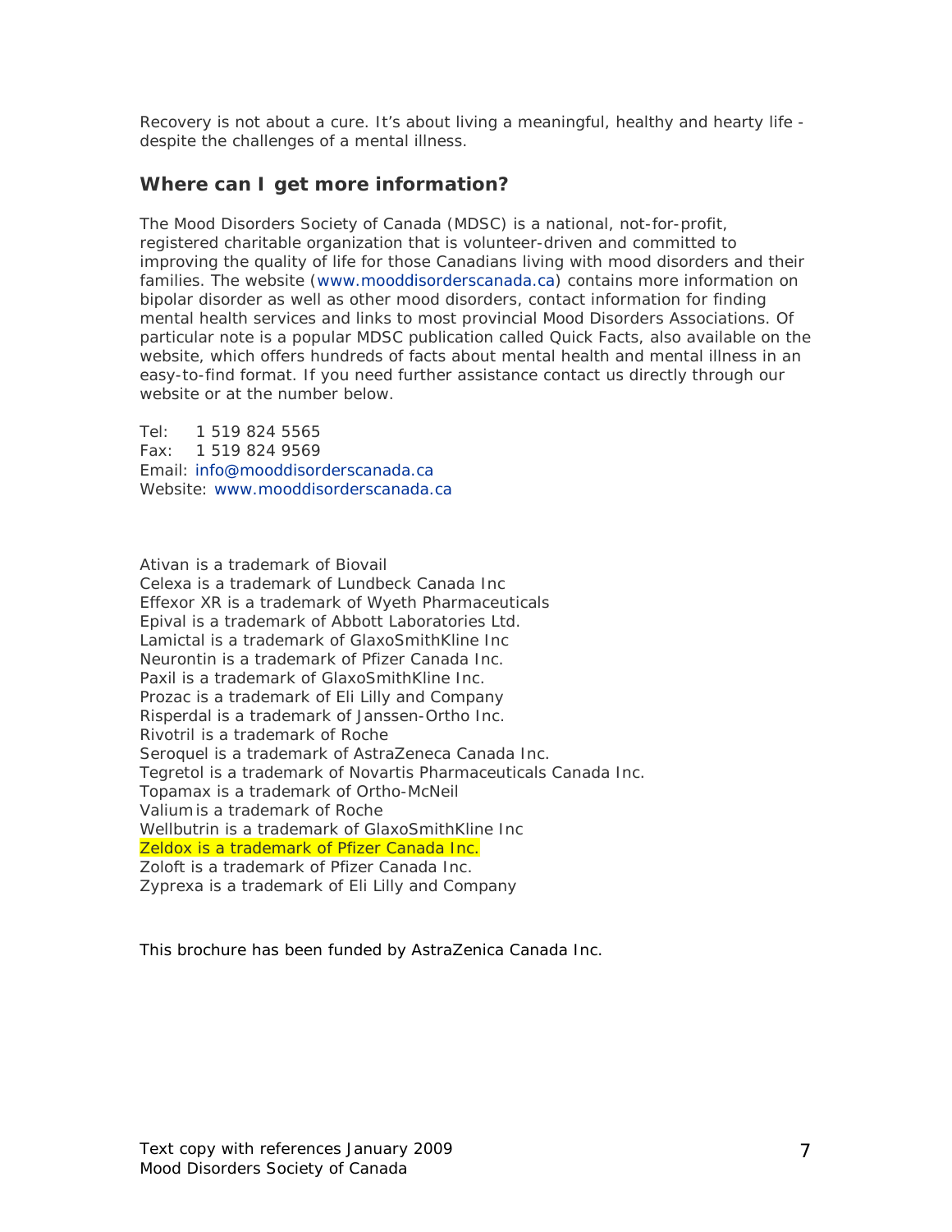Recovery is not about a cure. It's about living a meaningful, healthy and hearty life - despite the challenges of a mental illness.

## Where can I get more information?

The Mood Disorders Society of Canada (MDSC) is a national, not-for-profit, registered charitable organization that is volunteer-driven and committed to improving the quality of life for those Canadians living with mood disorders and their families. The website (www.mooddisorderscanada.ca) contains more information on bipolar disorder as well as other mood disorders, contact information for finding mental health services and links to most provincial Mood Disorders Associations. Of particular note is a popular MDSC publication called Quick Facts, also available on the website, which offers hundreds of facts about mental health and mental illness in an easy-to-find format. If you need further assistance contact us directly through our website or at the number below.

Tel: 1 519 824 5565
Fax: 1 519 824 9569
Email: info@mooddisorderscanada.ca
Website: www.mooddisorderscanada.ca

Ativan is a trademark of Biovail
Celexa is a trademark of Lundbeck Canada Inc
Effexor XR is a trademark of Wyeth Pharmaceuticals
Epival is a trademark of Abbott Laboratories Ltd.
Lamictal is a trademark of GlaxoSmithKline Inc
Neurontin is a trademark of Pfizer Canada Inc.
Paxil is a trademark of GlaxoSmithKline Inc.
Prozac is a trademark of Eli Lilly and Company
Risperdal is a trademark of Janssen-Ortho Inc.
Rivotril is a trademark of Roche
Seroquel is a trademark of AstraZeneca Canada Inc.
Tegretol is a trademark of Novartis Pharmaceuticals Canada Inc.
Topamax is a trademark of Ortho-McNeil
Valium is a trademark of Roche
Wellbutrin is a trademark of GlaxoSmithKline Inc
Zeldox is a trademark of Pfizer Canada Inc.
Zoloft is a trademark of Pfizer Canada Inc.
Zyprexa is a trademark of Eli Lilly and Company

This brochure has been funded by AstraZenica Canada Inc.

Text copy with references January 2009
Mood Disorders Society of Canada